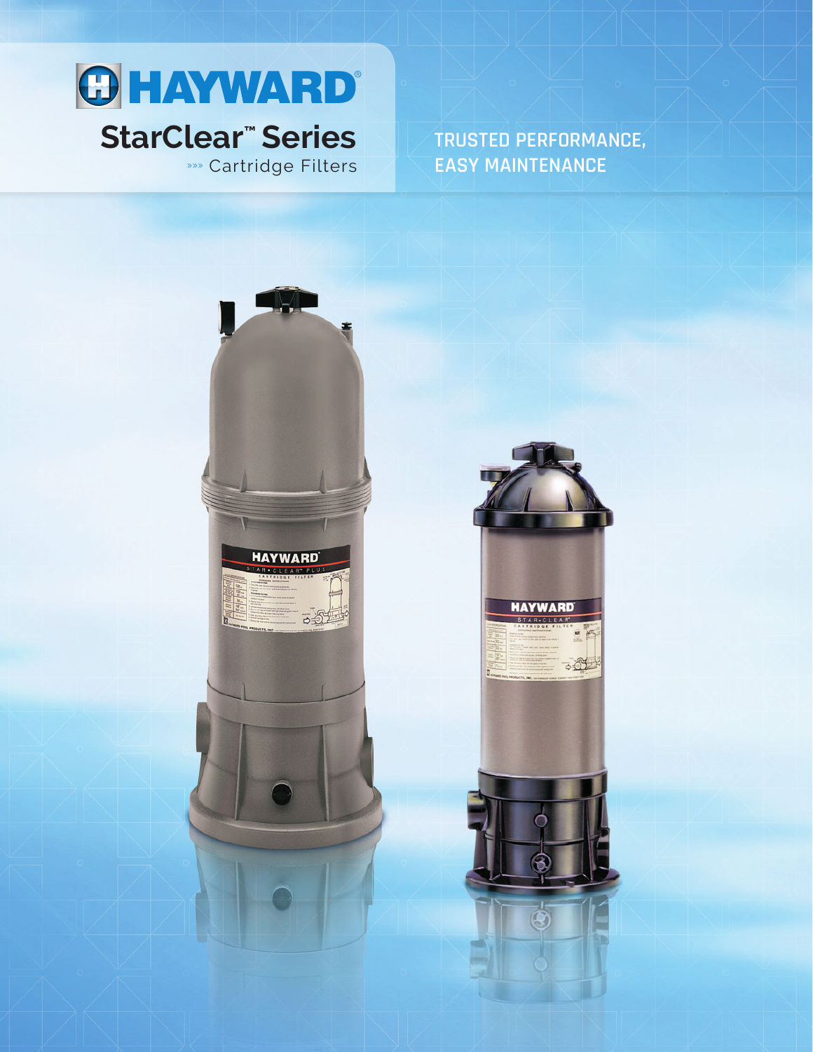# HAYWARD®

## StarClear™ Series

»»» Cartridge Filters

TRUSTED PERFORMANCE, EASY MAINTENANCE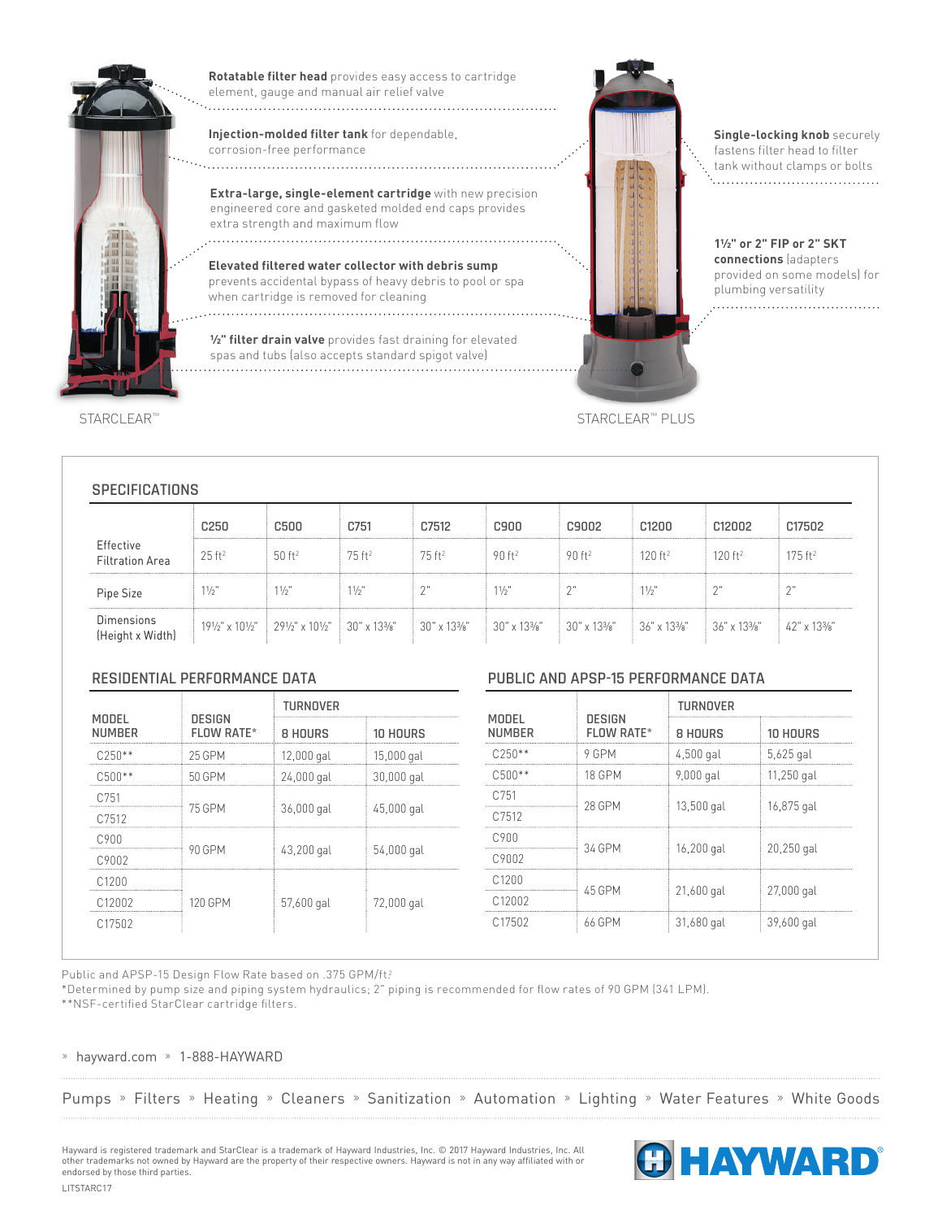**Rotatable filter head** provides easy access to cartridge element, gauge and manual air relief valve

**Injection-molded filter tank** for dependable, corrosion-free performance

**Extra-large, single-element cartridge** with new precision engineered core and gasketed molded end caps provides extra strength and maximum flow

**Elevated filtered water collector with debris sump** prevents accidental bypass of heavy debris to pool or spa when cartridge is removed for cleaning

**½" filter drain valve** provides fast draining for elevated spas and tubs (also accepts standard spigot valve)

**Single-locking knob** securely fastens filter head to filter tank without clamps or bolts

**1½" or 2" FIP or 2" SKT connections** (adapters provided on some models) for plumbing versatility

STARCLEAR™

STARCLEAR™ PLUS

## SPECIFICATIONS

| | C250 | C500 | C751 | C7512 | C900 | C9002 | C1200 | C12002 | C17502 |
|---|---|---|---|---|---|---|---|---|---|
| Effective Filtration Area | 25 ft² | 50 ft² | 75 ft² | 75 ft² | 90 ft² | 90 ft² | 120 ft² | 120 ft² | 175 ft² |
| Pipe Size | 1½" | 1½" | 1½" | 2" | 1½" | 2" | 1½" | 2" | 2" |
| Dimensions (Height x Width) | 19½" x 10½" | 29½" x 10½" | 30" x 13⅜" | 30" x 13⅜" | 30" x 13⅜" | 30" x 13⅜" | 36" x 13⅜" | 36" x 13⅜" | 42" x 13⅜" |

## RESIDENTIAL PERFORMANCE DATA

| MODEL NUMBER | DESIGN FLOW RATE* | TURNOVER | |
|---|---|---|---|
| | | 8 HOURS | 10 HOURS |
| C250** | 25 GPM | 12,000 gal | 15,000 gal |
| C500** | 50 GPM | 24,000 gal | 30,000 gal |
| C751 | 75 GPM | 36,000 gal | 45,000 gal |
| C7512 | | | |
| C900 | 90 GPM | 43,200 gal | 54,000 gal |
| C9002 | | | |
| C1200 | 120 GPM | 57,600 gal | 72,000 gal |
| C12002 | | | |
| C17502 | | | |

## PUBLIC AND APSP-15 PERFORMANCE DATA

| MODEL NUMBER | DESIGN FLOW RATE* | TURNOVER | |
|---|---|---|---|
| | | 8 HOURS | 10 HOURS |
| C250** | 9 GPM | 4,500 gal | 5,625 gal |
| C500** | 18 GPM | 9,000 gal | 11,250 gal |
| C751 | 28 GPM | 13,500 gal | 16,875 gal |
| C7512 | | | |
| C900 | 34 GPM | 16,200 gal | 20,250 gal |
| C9002 | | | |
| C1200 | 45 GPM | 21,600 gal | 27,000 gal |
| C12002 | | | |
| C17502 | 66 GPM | 31,680 gal | 39,600 gal |

Public and APSP-15 Design Flow Rate based on .375 GPM/ft²

*Determined by pump size and piping system hydraulics; 2" piping is recommended for flow rates of 90 GPM (341 LPM).

**NSF-certified StarClear cartridge filters.

» hayward.com » 1-888-HAYWARD

Pumps » Filters » Heating » Cleaners » Sanitization » Automation » Lighting » Water Features » White Goods

Hayward is registered trademark and StarClear is a trademark of Hayward Industries, Inc. © 2017 Hayward Industries, Inc. All other trademarks not owned by Hayward are the property of their respective owners. Hayward is not in any way affiliated with or endorsed by those third parties.

LITSTARC17

HAYWARD®